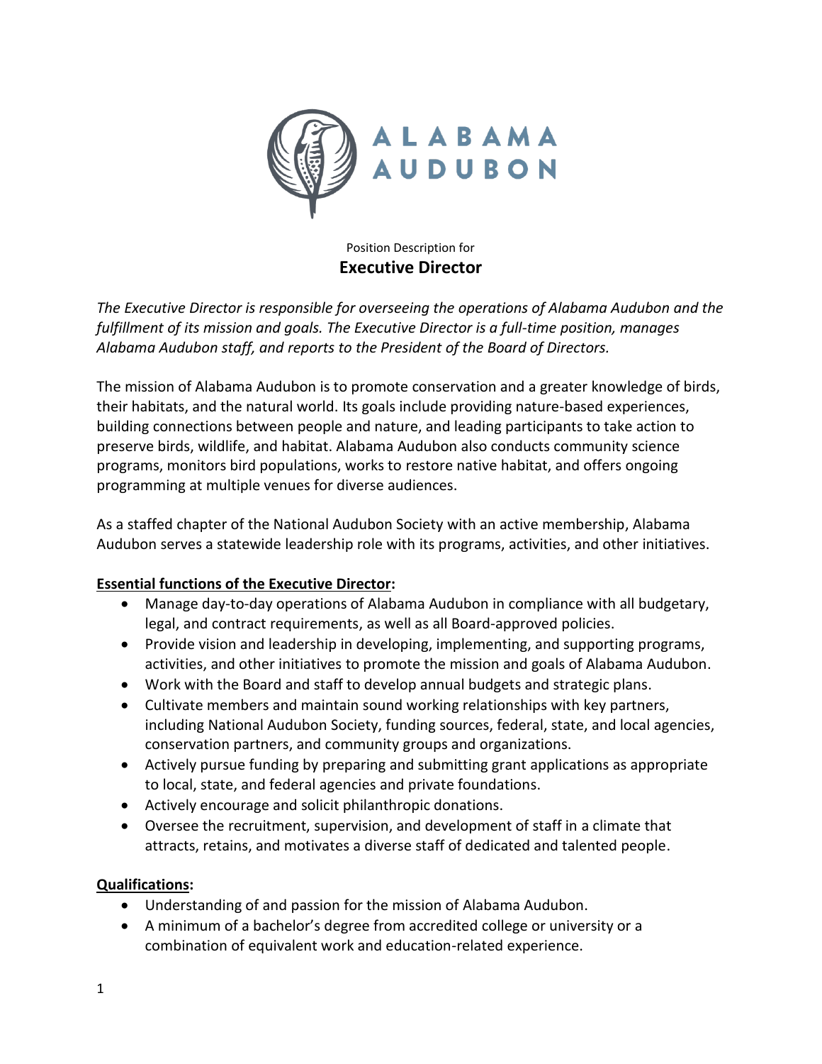ALABAMA AUDUBON

Position Description for

# Executive Director

*The Executive Director is responsible for overseeing the operations of Alabama Audubon and the fulfillment of its mission and goals. The Executive Director is a full-time position, manages Alabama Audubon staff, and reports to the President of the Board of Directors.*

The mission of Alabama Audubon is to promote conservation and a greater knowledge of birds, their habitats, and the natural world. Its goals include providing nature-based experiences, building connections between people and nature, and leading participants to take action to preserve birds, wildlife, and habitat. Alabama Audubon also conducts community science programs, monitors bird populations, works to restore native habitat, and offers ongoing programming at multiple venues for diverse audiences.

As a staffed chapter of the National Audubon Society with an active membership, Alabama Audubon serves a statewide leadership role with its programs, activities, and other initiatives.

**Essential functions of the Executive Director:**

- Manage day-to-day operations of Alabama Audubon in compliance with all budgetary, legal, and contract requirements, as well as all Board-approved policies.
- Provide vision and leadership in developing, implementing, and supporting programs, activities, and other initiatives to promote the mission and goals of Alabama Audubon.
- Work with the Board and staff to develop annual budgets and strategic plans.
- Cultivate members and maintain sound working relationships with key partners, including National Audubon Society, funding sources, federal, state, and local agencies, conservation partners, and community groups and organizations.
- Actively pursue funding by preparing and submitting grant applications as appropriate to local, state, and federal agencies and private foundations.
- Actively encourage and solicit philanthropic donations.
- Oversee the recruitment, supervision, and development of staff in a climate that attracts, retains, and motivates a diverse staff of dedicated and talented people.

**Qualifications:**

- Understanding of and passion for the mission of Alabama Audubon.
- A minimum of a bachelor's degree from accredited college or university or a combination of equivalent work and education-related experience.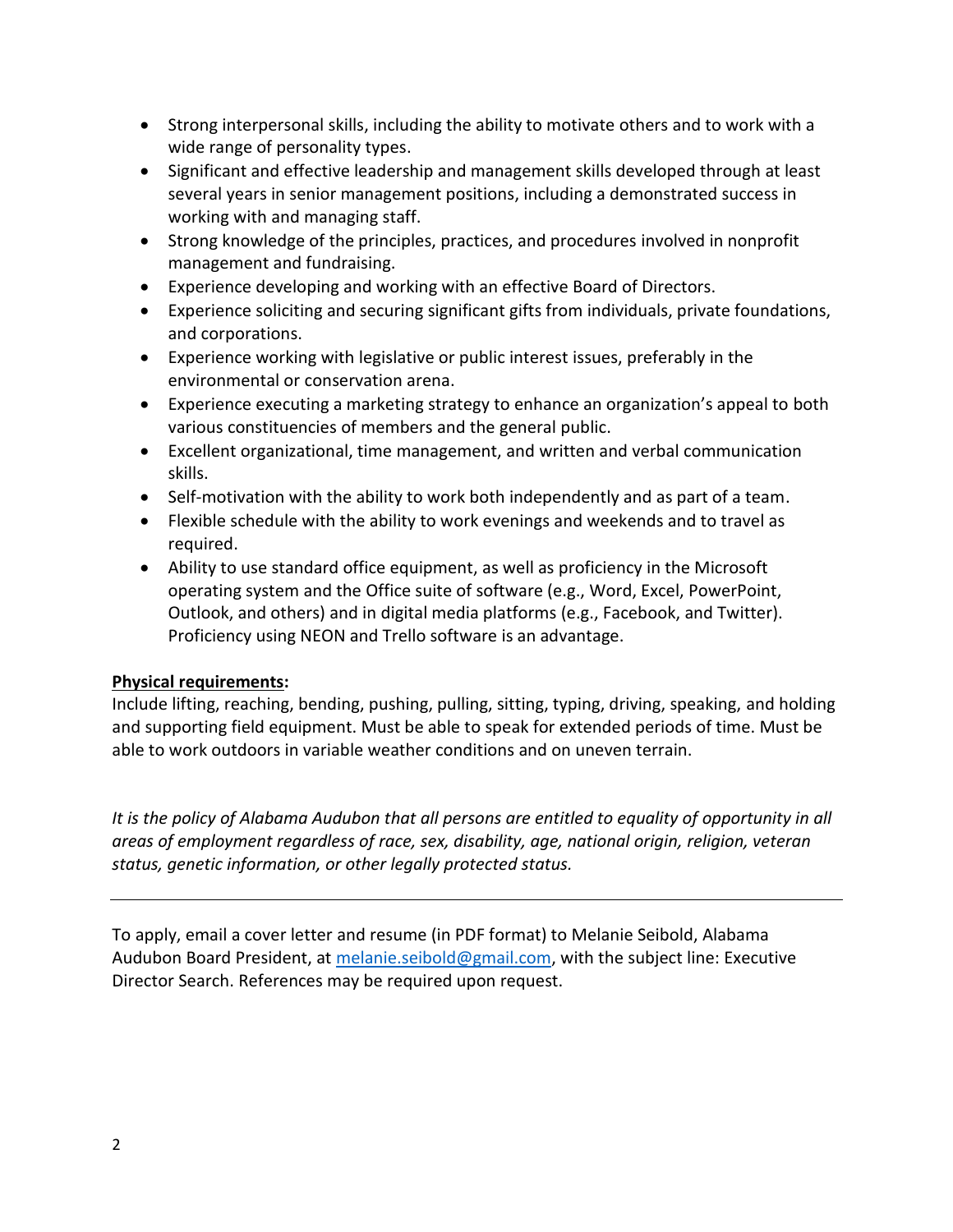- Strong interpersonal skills, including the ability to motivate others and to work with a wide range of personality types.
- Significant and effective leadership and management skills developed through at least several years in senior management positions, including a demonstrated success in working with and managing staff.
- Strong knowledge of the principles, practices, and procedures involved in nonprofit management and fundraising.
- Experience developing and working with an effective Board of Directors.
- Experience soliciting and securing significant gifts from individuals, private foundations, and corporations.
- Experience working with legislative or public interest issues, preferably in the environmental or conservation arena.
- Experience executing a marketing strategy to enhance an organization's appeal to both various constituencies of members and the general public.
- Excellent organizational, time management, and written and verbal communication skills.
- Self-motivation with the ability to work both independently and as part of a team.
- Flexible schedule with the ability to work evenings and weekends and to travel as required.
- Ability to use standard office equipment, as well as proficiency in the Microsoft operating system and the Office suite of software (e.g., Word, Excel, PowerPoint, Outlook, and others) and in digital media platforms (e.g., Facebook, and Twitter). Proficiency using NEON and Trello software is an advantage.

**Physical requirements:**
Include lifting, reaching, bending, pushing, pulling, sitting, typing, driving, speaking, and holding and supporting field equipment. Must be able to speak for extended periods of time. Must be able to work outdoors in variable weather conditions and on uneven terrain.

*It is the policy of Alabama Audubon that all persons are entitled to equality of opportunity in all areas of employment regardless of race, sex, disability, age, national origin, religion, veteran status, genetic information, or other legally protected status.*

---

To apply, email a cover letter and resume (in PDF format) to Melanie Seibold, Alabama Audubon Board President, at melanie.seibold@gmail.com, with the subject line: Executive Director Search. References may be required upon request.